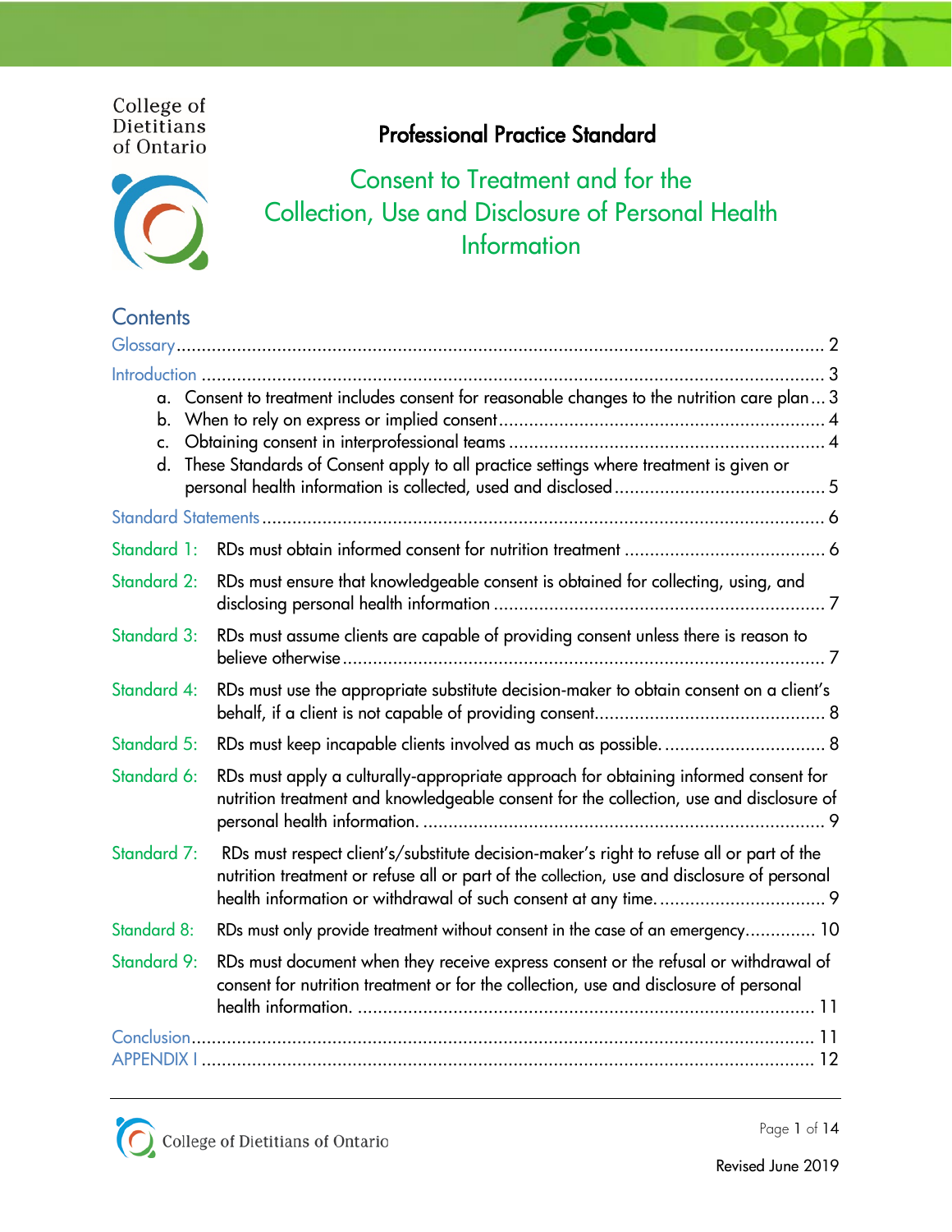College of Dietitians of Ontario

# Professional Practice Standard

## Consent to Treatment and for the Collection, Use and Disclosure of Personal Health Information

## Contents

Glossary .......... 2

Introduction .......... 3

- a. Consent to treatment includes consent for reasonable changes to the nutrition care plan .......... 3
- b. When to rely on express or implied consent .......... 4
- c. Obtaining consent in interprofessional teams .......... 4
- d. These Standards of Consent apply to all practice settings where treatment is given or personal health information is collected, used and disclosed .......... 5

Standard Statements .......... 6

Standard 1: RDs must obtain informed consent for nutrition treatment .......... 6

Standard 2: RDs must ensure that knowledgeable consent is obtained for collecting, using, and disclosing personal health information .......... 7

Standard 3: RDs must assume clients are capable of providing consent unless there is reason to believe otherwise .......... 7

Standard 4: RDs must use the appropriate substitute decision-maker to obtain consent on a client's behalf, if a client is not capable of providing consent .......... 8

Standard 5: RDs must keep incapable clients involved as much as possible. .......... 8

Standard 6: RDs must apply a culturally-appropriate approach for obtaining informed consent for nutrition treatment and knowledgeable consent for the collection, use and disclosure of personal health information. .......... 9

Standard 7: RDs must respect client's/substitute decision-maker's right to refuse all or part of the nutrition treatment or refuse all or part of the collection, use and disclosure of personal health information or withdrawal of such consent at any time. .......... 9

Standard 8: RDs must only provide treatment without consent in the case of an emergency .......... 10

Standard 9: RDs must document when they receive express consent or the refusal or withdrawal of consent for nutrition treatment or for the collection, use and disclosure of personal health information. .......... 11

Conclusion .......... 11

APPENDIX I .......... 12

Revised June 2019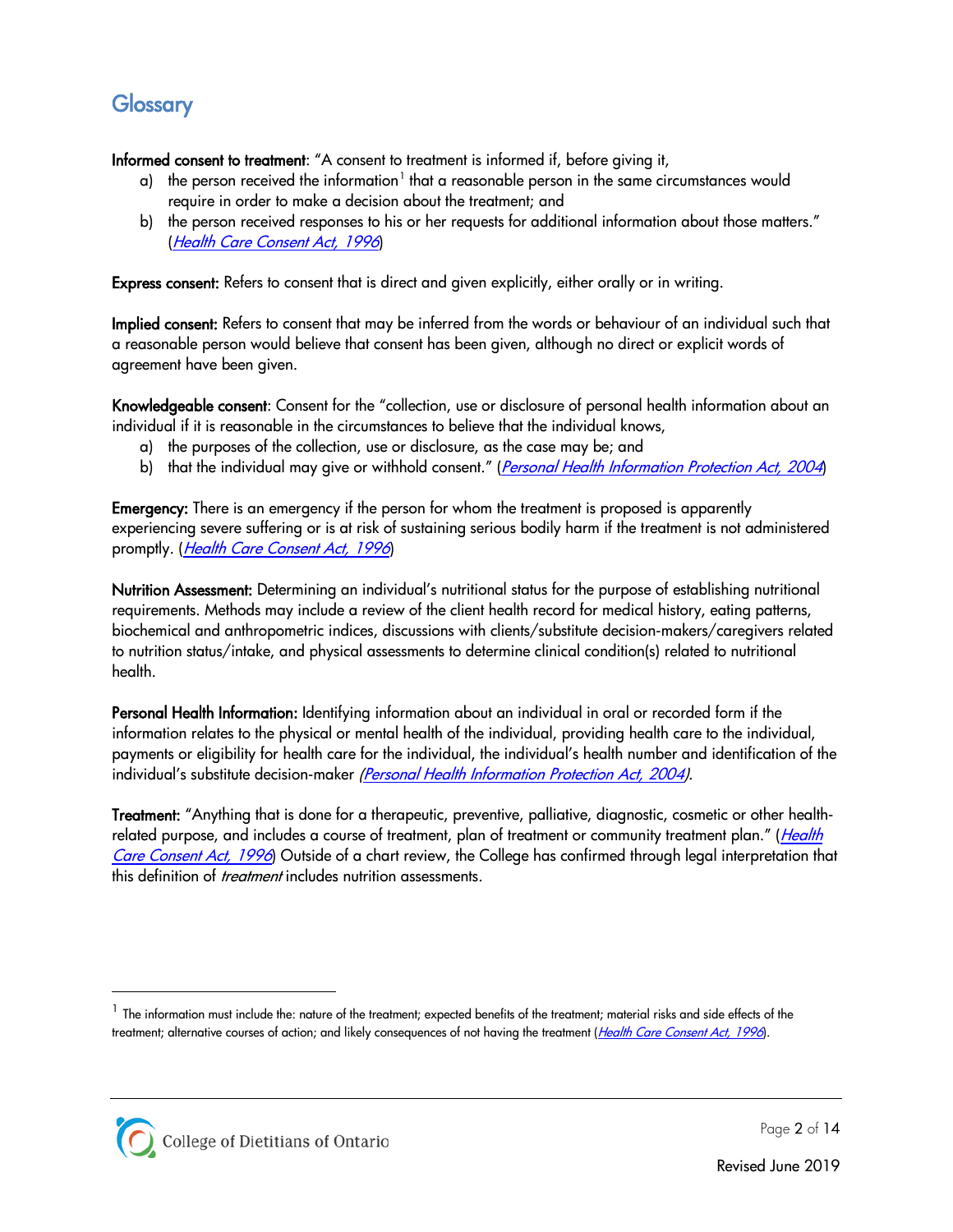## Glossary

**Informed consent to treatment**: "A consent to treatment is informed if, before giving it,

a) the person received the information[1] that a reasonable person in the same circumstances would require in order to make a decision about the treatment; and
b) the person received responses to his or her requests for additional information about those matters." (*Health Care Consent Act, 1996*)

**Express consent:** Refers to consent that is direct and given explicitly, either orally or in writing.

**Implied consent:** Refers to consent that may be inferred from the words or behaviour of an individual such that a reasonable person would believe that consent has been given, although no direct or explicit words of agreement have been given.

**Knowledgeable consent**: Consent for the "collection, use or disclosure of personal health information about an individual if it is reasonable in the circumstances to believe that the individual knows,

a) the purposes of the collection, use or disclosure, as the case may be; and
b) that the individual may give or withhold consent." (*Personal Health Information Protection Act, 2004*)

**Emergency:** There is an emergency if the person for whom the treatment is proposed is apparently experiencing severe suffering or is at risk of sustaining serious bodily harm if the treatment is not administered promptly. (*Health Care Consent Act, 1996*)

**Nutrition Assessment:** Determining an individual's nutritional status for the purpose of establishing nutritional requirements. Methods may include a review of the client health record for medical history, eating patterns, biochemical and anthropometric indices, discussions with clients/substitute decision-makers/caregivers related to nutrition status/intake, and physical assessments to determine clinical condition(s) related to nutritional health.

**Personal Health Information:** Identifying information about an individual in oral or recorded form if the information relates to the physical or mental health of the individual, providing health care to the individual, payments or eligibility for health care for the individual, the individual's health number and identification of the individual's substitute decision-maker *(Personal Health Information Protection Act, 2004).*

**Treatment:** "Anything that is done for a therapeutic, preventive, palliative, diagnostic, cosmetic or other health-related purpose, and includes a course of treatment, plan of treatment or community treatment plan." (*Health Care Consent Act, 1996*) Outside of a chart review, the College has confirmed through legal interpretation that this definition of *treatment* includes nutrition assessments.

---

[1] The information must include the: nature of the treatment; expected benefits of the treatment; material risks and side effects of the treatment; alternative courses of action; and likely consequences of not having the treatment (*Health Care Consent Act, 1996*).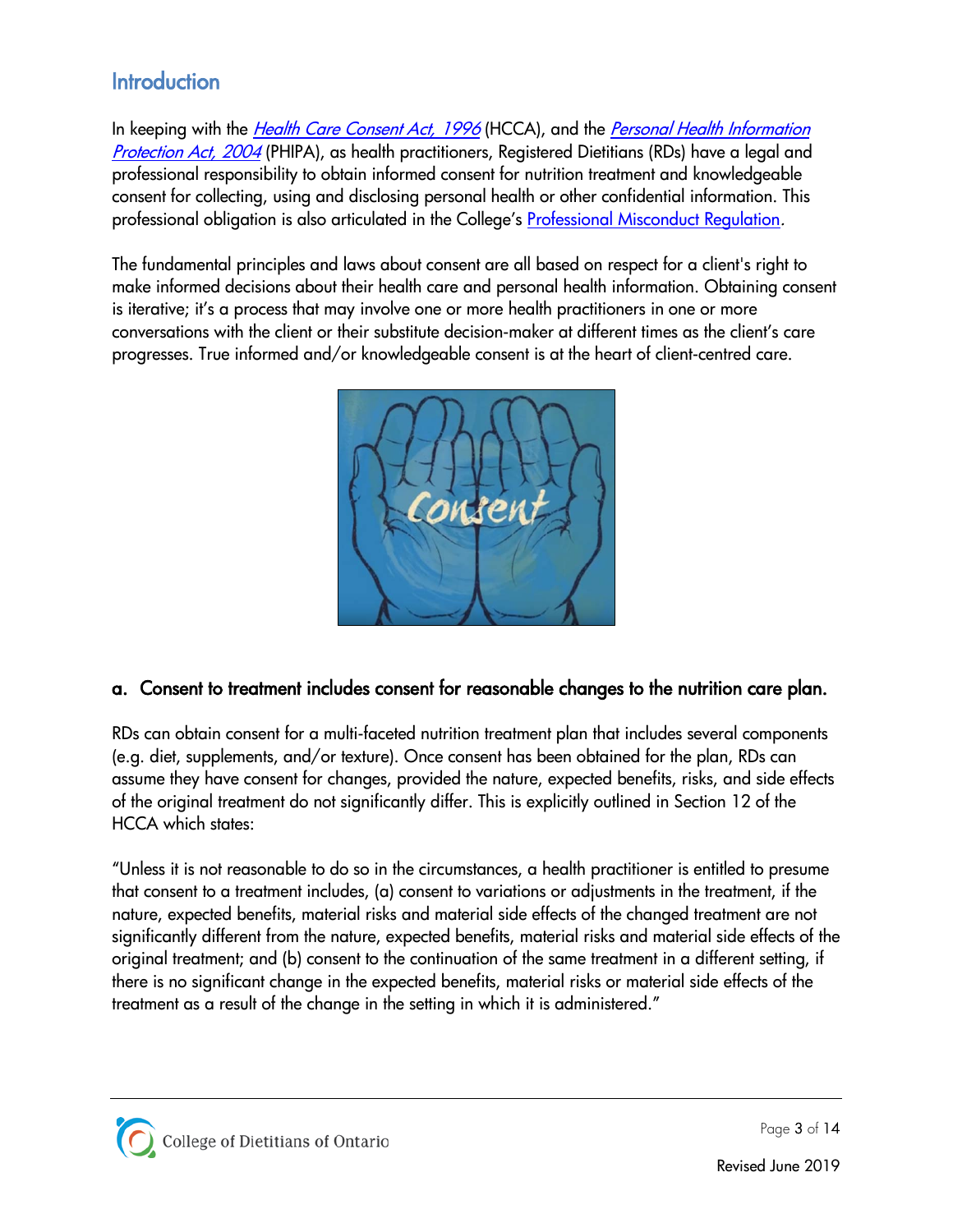## Introduction

In keeping with the *Health Care Consent Act, 1996* (HCCA), and the *Personal Health Information Protection Act, 2004* (PHIPA), as health practitioners, Registered Dietitians (RDs) have a legal and professional responsibility to obtain informed consent for nutrition treatment and knowledgeable consent for collecting, using and disclosing personal health or other confidential information. This professional obligation is also articulated in the College's Professional Misconduct Regulation.

The fundamental principles and laws about consent are all based on respect for a client's right to make informed decisions about their health care and personal health information. Obtaining consent is iterative; it's a process that may involve one or more health practitioners in one or more conversations with the client or their substitute decision-maker at different times as the client's care progresses. True informed and/or knowledgeable consent is at the heart of client-centred care.

### a. Consent to treatment includes consent for reasonable changes to the nutrition care plan.

RDs can obtain consent for a multi-faceted nutrition treatment plan that includes several components (e.g. diet, supplements, and/or texture). Once consent has been obtained for the plan, RDs can assume they have consent for changes, provided the nature, expected benefits, risks, and side effects of the original treatment do not significantly differ. This is explicitly outlined in Section 12 of the HCCA which states:

"Unless it is not reasonable to do so in the circumstances, a health practitioner is entitled to presume that consent to a treatment includes, (a) consent to variations or adjustments in the treatment, if the nature, expected benefits, material risks and material side effects of the changed treatment are not significantly different from the nature, expected benefits, material risks and material side effects of the original treatment; and (b) consent to the continuation of the same treatment in a different setting, if there is no significant change in the expected benefits, material risks or material side effects of the treatment as a result of the change in the setting in which it is administered."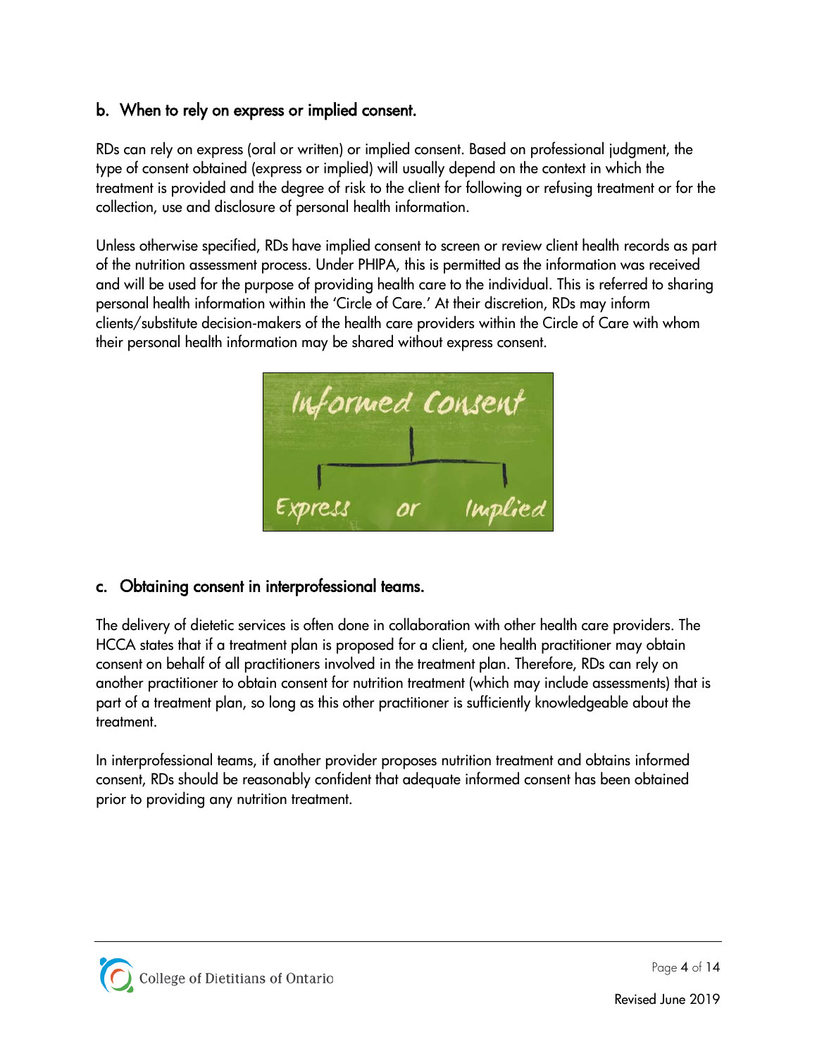## b. When to rely on express or implied consent.

RDs can rely on express (oral or written) or implied consent. Based on professional judgment, the type of consent obtained (express or implied) will usually depend on the context in which the treatment is provided and the degree of risk to the client for following or refusing treatment or for the collection, use and disclosure of personal health information.

Unless otherwise specified, RDs have implied consent to screen or review client health records as part of the nutrition assessment process. Under PHIPA, this is permitted as the information was received and will be used for the purpose of providing health care to the individual. This is referred to sharing personal health information within the 'Circle of Care.' At their discretion, RDs may inform clients/substitute decision-makers of the health care providers within the Circle of Care with whom their personal health information may be shared without express consent.

## c. Obtaining consent in interprofessional teams.

The delivery of dietetic services is often done in collaboration with other health care providers. The HCCA states that if a treatment plan is proposed for a client, one health practitioner may obtain consent on behalf of all practitioners involved in the treatment plan. Therefore, RDs can rely on another practitioner to obtain consent for nutrition treatment (which may include assessments) that is part of a treatment plan, so long as this other practitioner is sufficiently knowledgeable about the treatment.

In interprofessional teams, if another provider proposes nutrition treatment and obtains informed consent, RDs should be reasonably confident that adequate informed consent has been obtained prior to providing any nutrition treatment.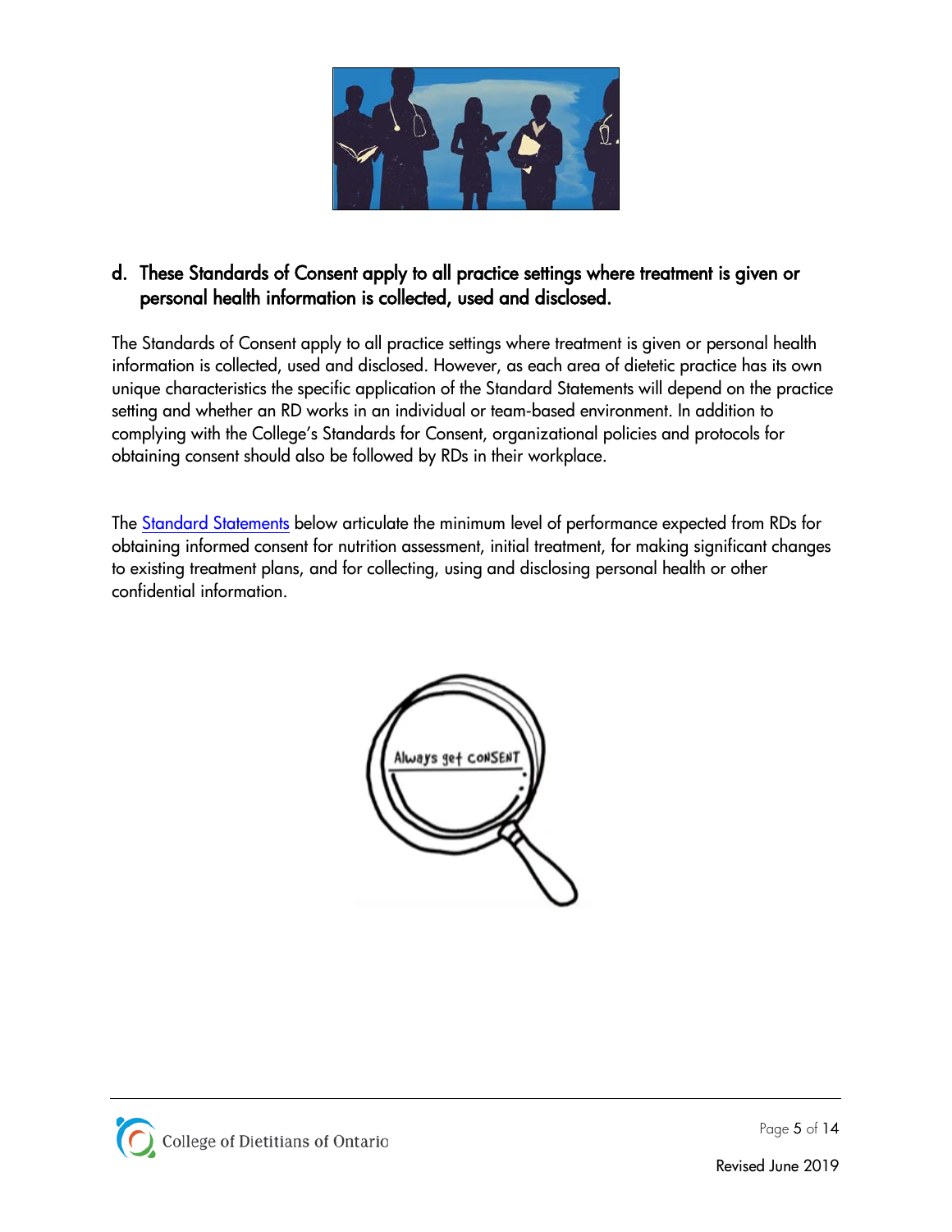## d. These Standards of Consent apply to all practice settings where treatment is given or personal health information is collected, used and disclosed.

The Standards of Consent apply to all practice settings where treatment is given or personal health information is collected, used and disclosed. However, as each area of dietetic practice has its own unique characteristics the specific application of the Standard Statements will depend on the practice setting and whether an RD works in an individual or team-based environment. In addition to complying with the College's Standards for Consent, organizational policies and protocols for obtaining consent should also be followed by RDs in their workplace.

The Standard Statements below articulate the minimum level of performance expected from RDs for obtaining informed consent for nutrition assessment, initial treatment, for making significant changes to existing treatment plans, and for collecting, using and disclosing personal health or other confidential information.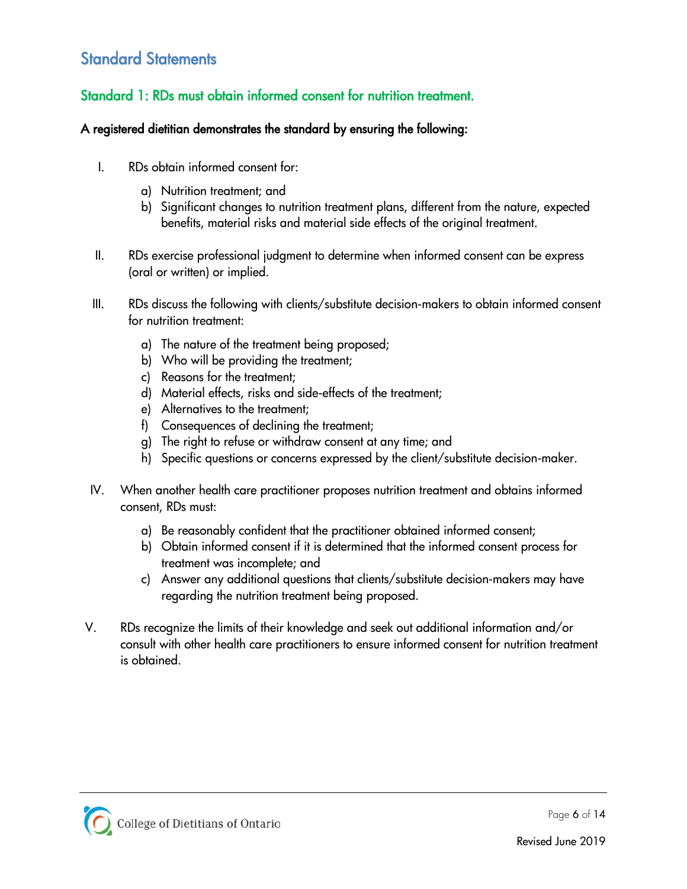## Standard Statements

### Standard 1: RDs must obtain informed consent for nutrition treatment.

**A registered dietitian demonstrates the standard by ensuring the following:**

I. RDs obtain informed consent for:

   a) Nutrition treatment; and
   b) Significant changes to nutrition treatment plans, different from the nature, expected benefits, material risks and material side effects of the original treatment.

II. RDs exercise professional judgment to determine when informed consent can be express (oral or written) or implied.

III. RDs discuss the following with clients/substitute decision-makers to obtain informed consent for nutrition treatment:

   a) The nature of the treatment being proposed;
   b) Who will be providing the treatment;
   c) Reasons for the treatment;
   d) Material effects, risks and side-effects of the treatment;
   e) Alternatives to the treatment;
   f) Consequences of declining the treatment;
   g) The right to refuse or withdraw consent at any time; and
   h) Specific questions or concerns expressed by the client/substitute decision-maker.

IV. When another health care practitioner proposes nutrition treatment and obtains informed consent, RDs must:

   a) Be reasonably confident that the practitioner obtained informed consent;
   b) Obtain informed consent if it is determined that the informed consent process for treatment was incomplete; and
   c) Answer any additional questions that clients/substitute decision-makers may have regarding the nutrition treatment being proposed.

V. RDs recognize the limits of their knowledge and seek out additional information and/or consult with other health care practitioners to ensure informed consent for nutrition treatment is obtained.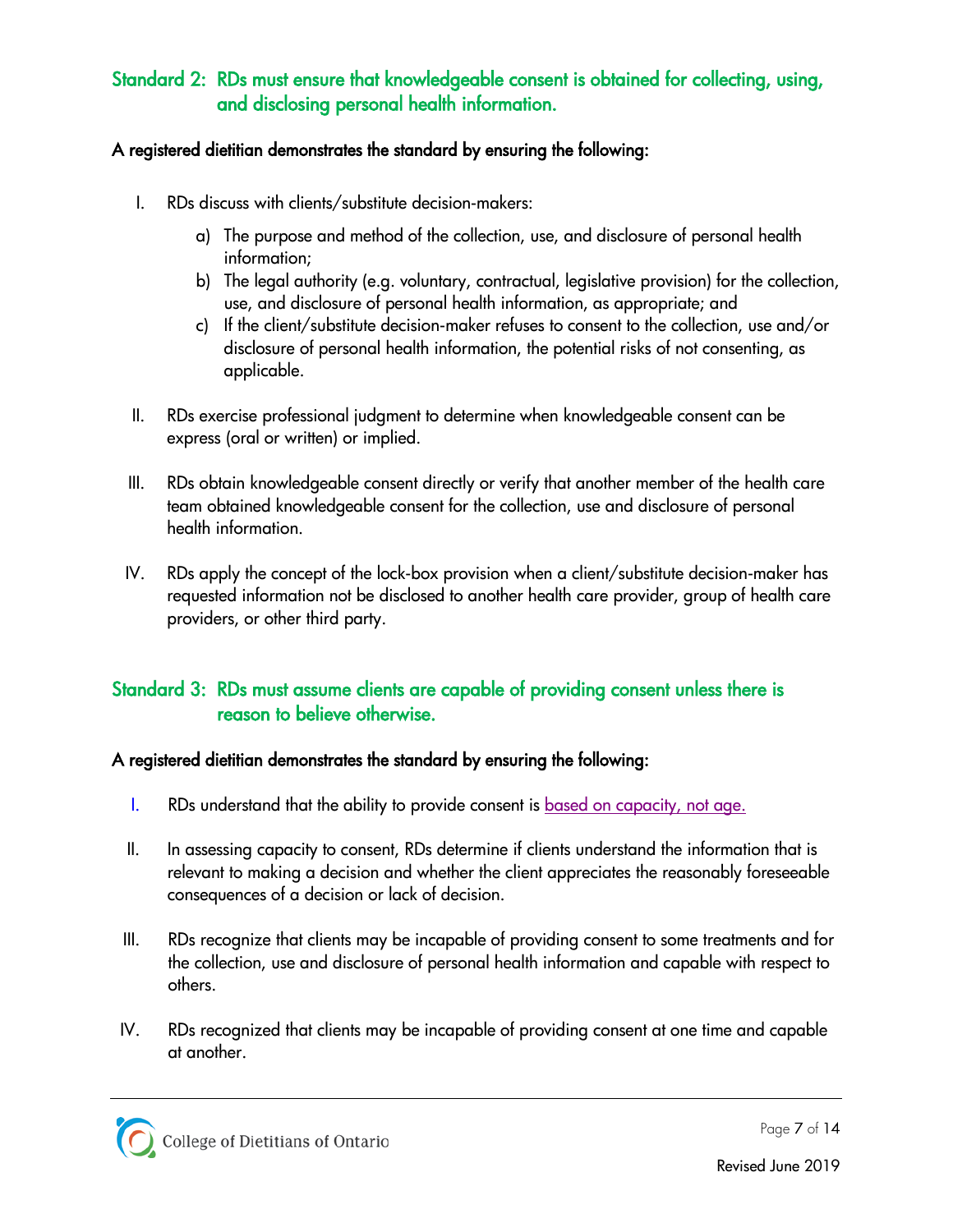## Standard 2: RDs must ensure that knowledgeable consent is obtained for collecting, using, and disclosing personal health information.

**A registered dietitian demonstrates the standard by ensuring the following:**

I. RDs discuss with clients/substitute decision-makers:

   a) The purpose and method of the collection, use, and disclosure of personal health information;

   b) The legal authority (e.g. voluntary, contractual, legislative provision) for the collection, use, and disclosure of personal health information, as appropriate; and

   c) If the client/substitute decision-maker refuses to consent to the collection, use and/or disclosure of personal health information, the potential risks of not consenting, as applicable.

II. RDs exercise professional judgment to determine when knowledgeable consent can be express (oral or written) or implied.

III. RDs obtain knowledgeable consent directly or verify that another member of the health care team obtained knowledgeable consent for the collection, use and disclosure of personal health information.

IV. RDs apply the concept of the lock-box provision when a client/substitute decision-maker has requested information not be disclosed to another health care provider, group of health care providers, or other third party.

## Standard 3: RDs must assume clients are capable of providing consent unless there is reason to believe otherwise.

**A registered dietitian demonstrates the standard by ensuring the following:**

I. RDs understand that the ability to provide consent is based on capacity, not age.

II. In assessing capacity to consent, RDs determine if clients understand the information that is relevant to making a decision and whether the client appreciates the reasonably foreseeable consequences of a decision or lack of decision.

III. RDs recognize that clients may be incapable of providing consent to some treatments and for the collection, use and disclosure of personal health information and capable with respect to others.

IV. RDs recognized that clients may be incapable of providing consent at one time and capable at another.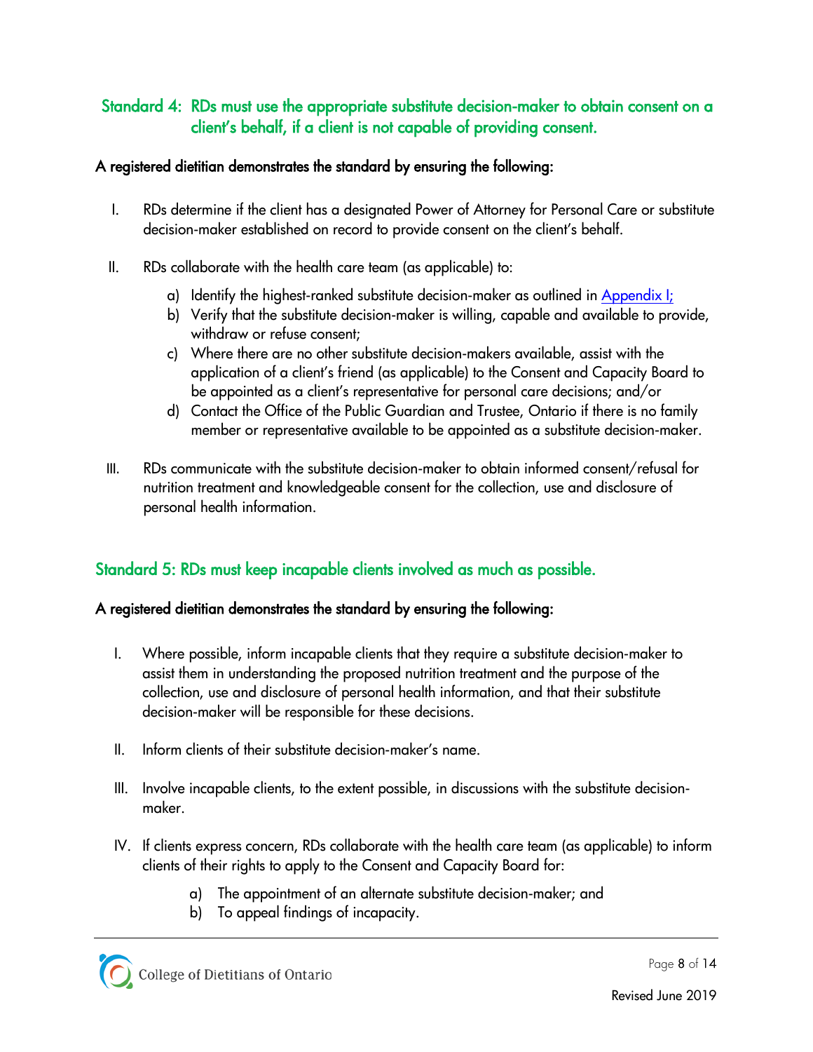## Standard 4: RDs must use the appropriate substitute decision-maker to obtain consent on a client's behalf, if a client is not capable of providing consent.

**A registered dietitian demonstrates the standard by ensuring the following:**

I. RDs determine if the client has a designated Power of Attorney for Personal Care or substitute decision-maker established on record to provide consent on the client's behalf.

II. RDs collaborate with the health care team (as applicable) to:

   a) Identify the highest-ranked substitute decision-maker as outlined in Appendix I;
   b) Verify that the substitute decision-maker is willing, capable and available to provide, withdraw or refuse consent;
   c) Where there are no other substitute decision-makers available, assist with the application of a client's friend (as applicable) to the Consent and Capacity Board to be appointed as a client's representative for personal care decisions; and/or
   d) Contact the Office of the Public Guardian and Trustee, Ontario if there is no family member or representative available to be appointed as a substitute decision-maker.

III. RDs communicate with the substitute decision-maker to obtain informed consent/refusal for nutrition treatment and knowledgeable consent for the collection, use and disclosure of personal health information.

## Standard 5: RDs must keep incapable clients involved as much as possible.

**A registered dietitian demonstrates the standard by ensuring the following:**

I. Where possible, inform incapable clients that they require a substitute decision-maker to assist them in understanding the proposed nutrition treatment and the purpose of the collection, use and disclosure of personal health information, and that their substitute decision-maker will be responsible for these decisions.

II. Inform clients of their substitute decision-maker's name.

III. Involve incapable clients, to the extent possible, in discussions with the substitute decision-maker.

IV. If clients express concern, RDs collaborate with the health care team (as applicable) to inform clients of their rights to apply to the Consent and Capacity Board for:

   a) The appointment of an alternate substitute decision-maker; and
   b) To appeal findings of incapacity.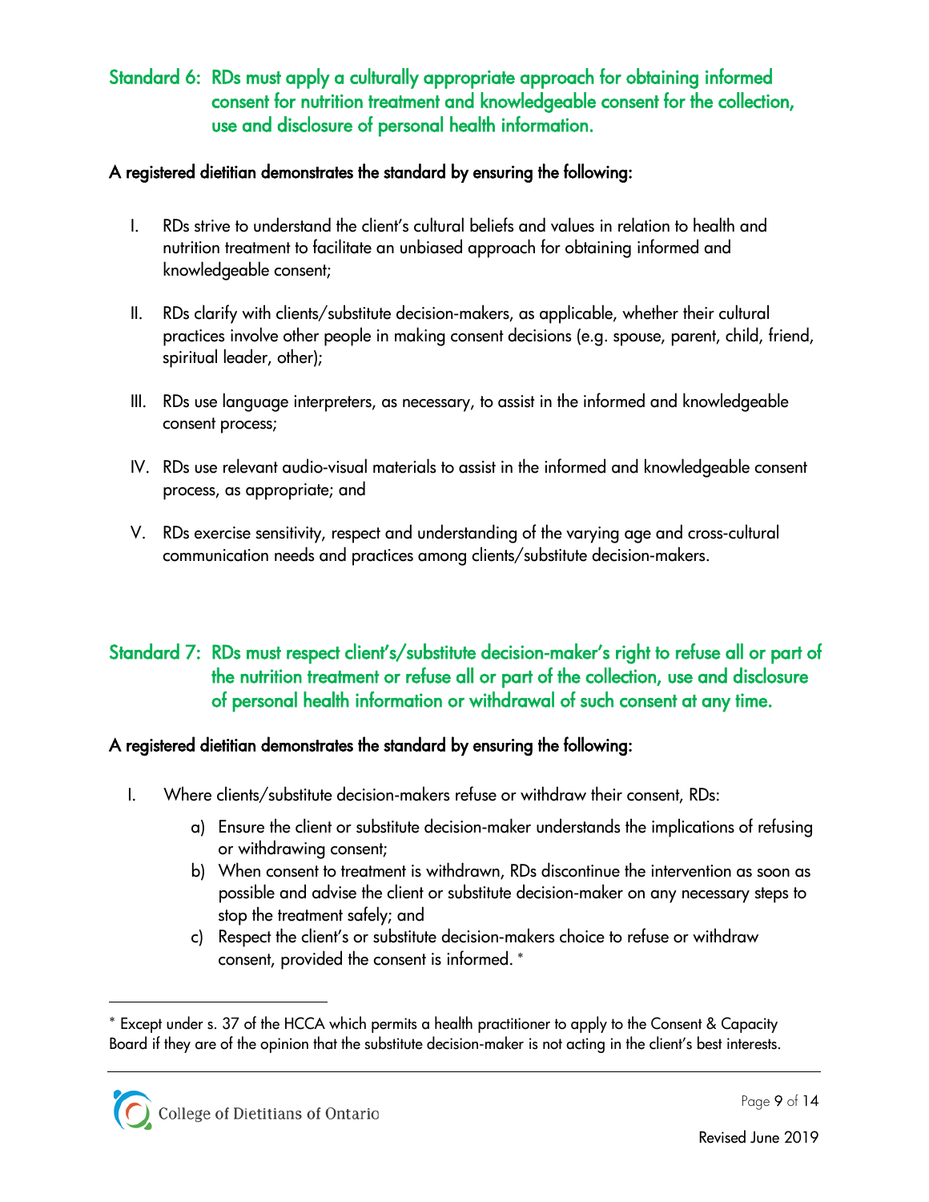## Standard 6: RDs must apply a culturally appropriate approach for obtaining informed consent for nutrition treatment and knowledgeable consent for the collection, use and disclosure of personal health information.

**A registered dietitian demonstrates the standard by ensuring the following:**

I. RDs strive to understand the client's cultural beliefs and values in relation to health and nutrition treatment to facilitate an unbiased approach for obtaining informed and knowledgeable consent;

II. RDs clarify with clients/substitute decision-makers, as applicable, whether their cultural practices involve other people in making consent decisions (e.g. spouse, parent, child, friend, spiritual leader, other);

III. RDs use language interpreters, as necessary, to assist in the informed and knowledgeable consent process;

IV. RDs use relevant audio-visual materials to assist in the informed and knowledgeable consent process, as appropriate; and

V. RDs exercise sensitivity, respect and understanding of the varying age and cross-cultural communication needs and practices among clients/substitute decision-makers.

## Standard 7: RDs must respect client's/substitute decision-maker's right to refuse all or part of the nutrition treatment or refuse all or part of the collection, use and disclosure of personal health information or withdrawal of such consent at any time.

**A registered dietitian demonstrates the standard by ensuring the following:**

I. Where clients/substitute decision-makers refuse or withdraw their consent, RDs:

   a) Ensure the client or substitute decision-maker understands the implications of refusing or withdrawing consent;

   b) When consent to treatment is withdrawn, RDs discontinue the intervention as soon as possible and advise the client or substitute decision-maker on any necessary steps to stop the treatment safely; and

   c) Respect the client's or substitute decision-makers choice to refuse or withdraw consent, provided the consent is informed. *

---

* Except under s. 37 of the HCCA which permits a health practitioner to apply to the Consent & Capacity Board if they are of the opinion that the substitute decision-maker is not acting in the client's best interests.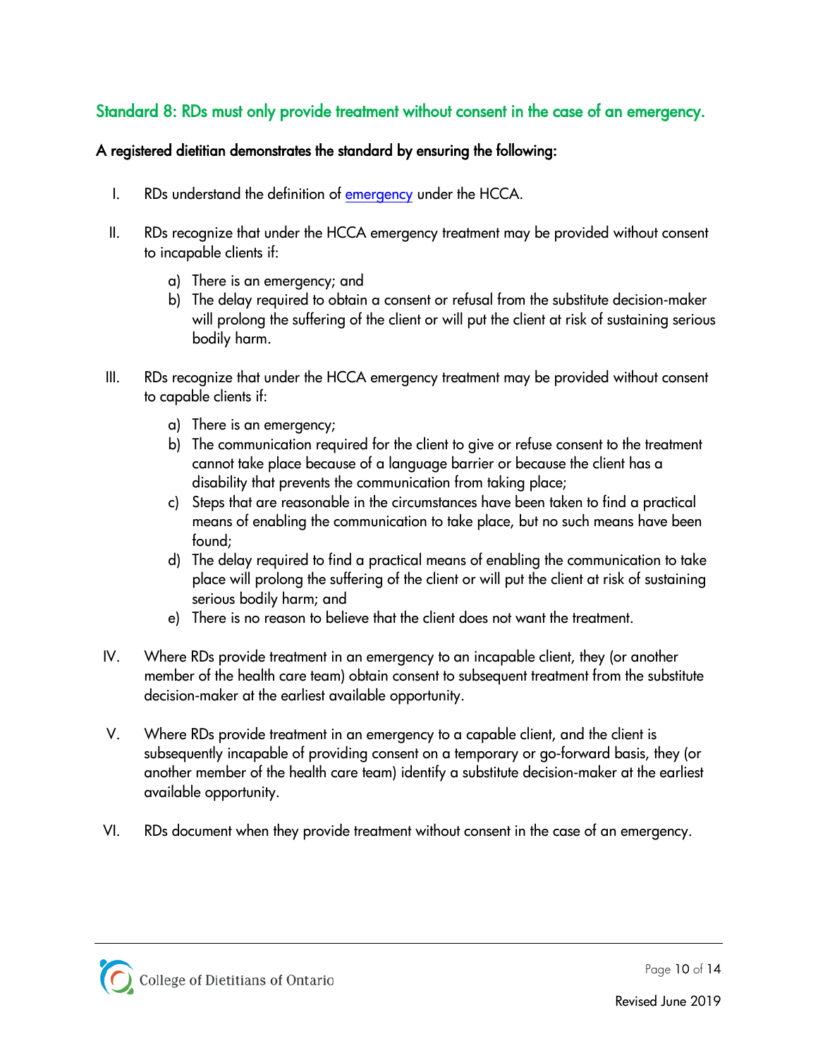## Standard 8: RDs must only provide treatment without consent in the case of an emergency.

**A registered dietitian demonstrates the standard by ensuring the following:**

I. RDs understand the definition of emergency under the HCCA.

II. RDs recognize that under the HCCA emergency treatment may be provided without consent to incapable clients if:

   a) There is an emergency; and
   b) The delay required to obtain a consent or refusal from the substitute decision-maker will prolong the suffering of the client or will put the client at risk of sustaining serious bodily harm.

III. RDs recognize that under the HCCA emergency treatment may be provided without consent to capable clients if:

   a) There is an emergency;
   b) The communication required for the client to give or refuse consent to the treatment cannot take place because of a language barrier or because the client has a disability that prevents the communication from taking place;
   c) Steps that are reasonable in the circumstances have been taken to find a practical means of enabling the communication to take place, but no such means have been found;
   d) The delay required to find a practical means of enabling the communication to take place will prolong the suffering of the client or will put the client at risk of sustaining serious bodily harm; and
   e) There is no reason to believe that the client does not want the treatment.

IV. Where RDs provide treatment in an emergency to an incapable client, they (or another member of the health care team) obtain consent to subsequent treatment from the substitute decision-maker at the earliest available opportunity.

V. Where RDs provide treatment in an emergency to a capable client, and the client is subsequently incapable of providing consent on a temporary or go-forward basis, they (or another member of the health care team) identify a substitute decision-maker at the earliest available opportunity.

VI. RDs document when they provide treatment without consent in the case of an emergency.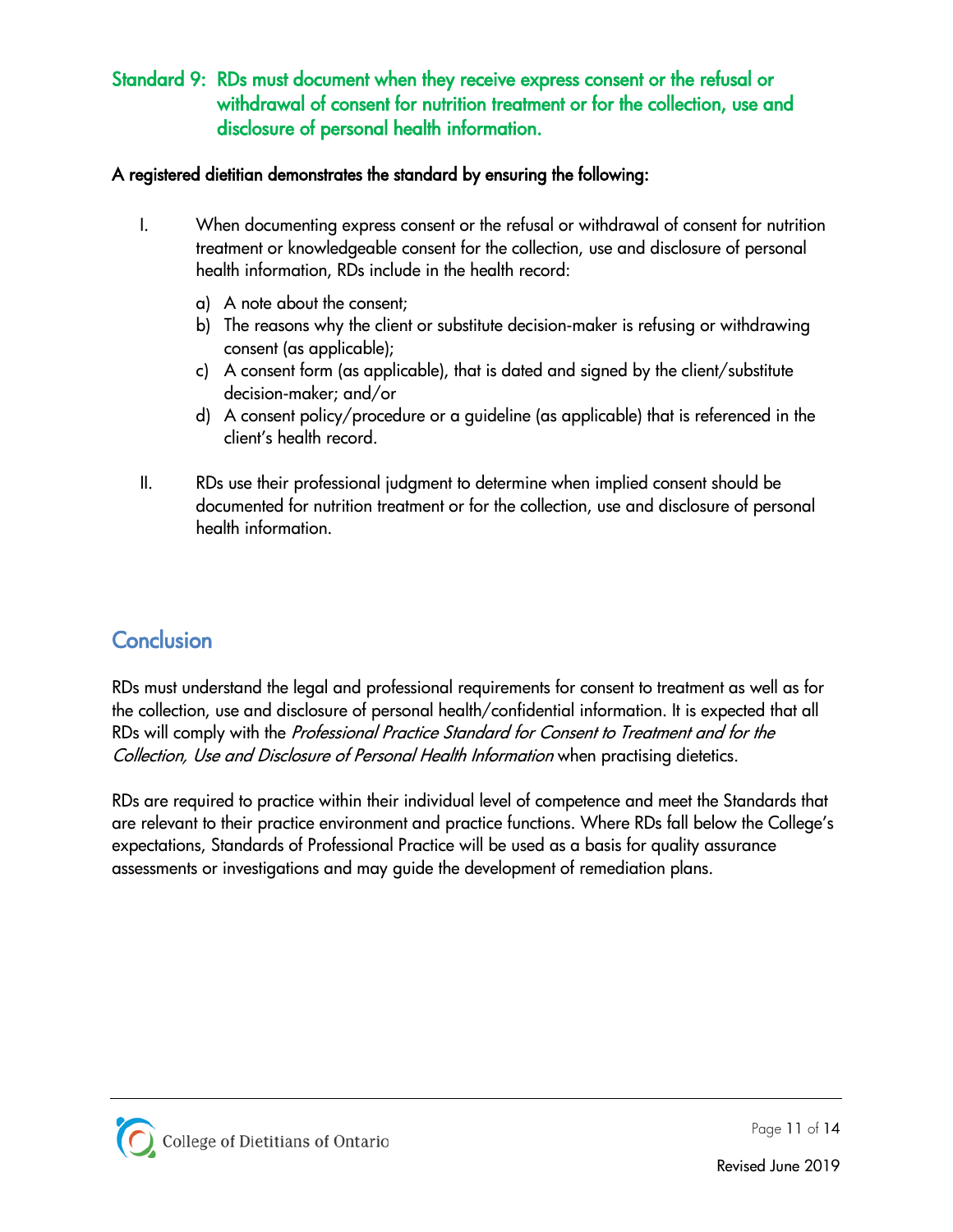### Standard 9: RDs must document when they receive express consent or the refusal or withdrawal of consent for nutrition treatment or for the collection, use and disclosure of personal health information.

**A registered dietitian demonstrates the standard by ensuring the following:**

I. When documenting express consent or the refusal or withdrawal of consent for nutrition treatment or knowledgeable consent for the collection, use and disclosure of personal health information, RDs include in the health record:

   a) A note about the consent;
   b) The reasons why the client or substitute decision-maker is refusing or withdrawing consent (as applicable);
   c) A consent form (as applicable), that is dated and signed by the client/substitute decision-maker; and/or
   d) A consent policy/procedure or a guideline (as applicable) that is referenced in the client's health record.

II. RDs use their professional judgment to determine when implied consent should be documented for nutrition treatment or for the collection, use and disclosure of personal health information.

## Conclusion

RDs must understand the legal and professional requirements for consent to treatment as well as for the collection, use and disclosure of personal health/confidential information. It is expected that all RDs will comply with the *Professional Practice Standard for Consent to Treatment and for the Collection, Use and Disclosure of Personal Health Information* when practising dietetics.

RDs are required to practice within their individual level of competence and meet the Standards that are relevant to their practice environment and practice functions. Where RDs fall below the College's expectations, Standards of Professional Practice will be used as a basis for quality assurance assessments or investigations and may guide the development of remediation plans.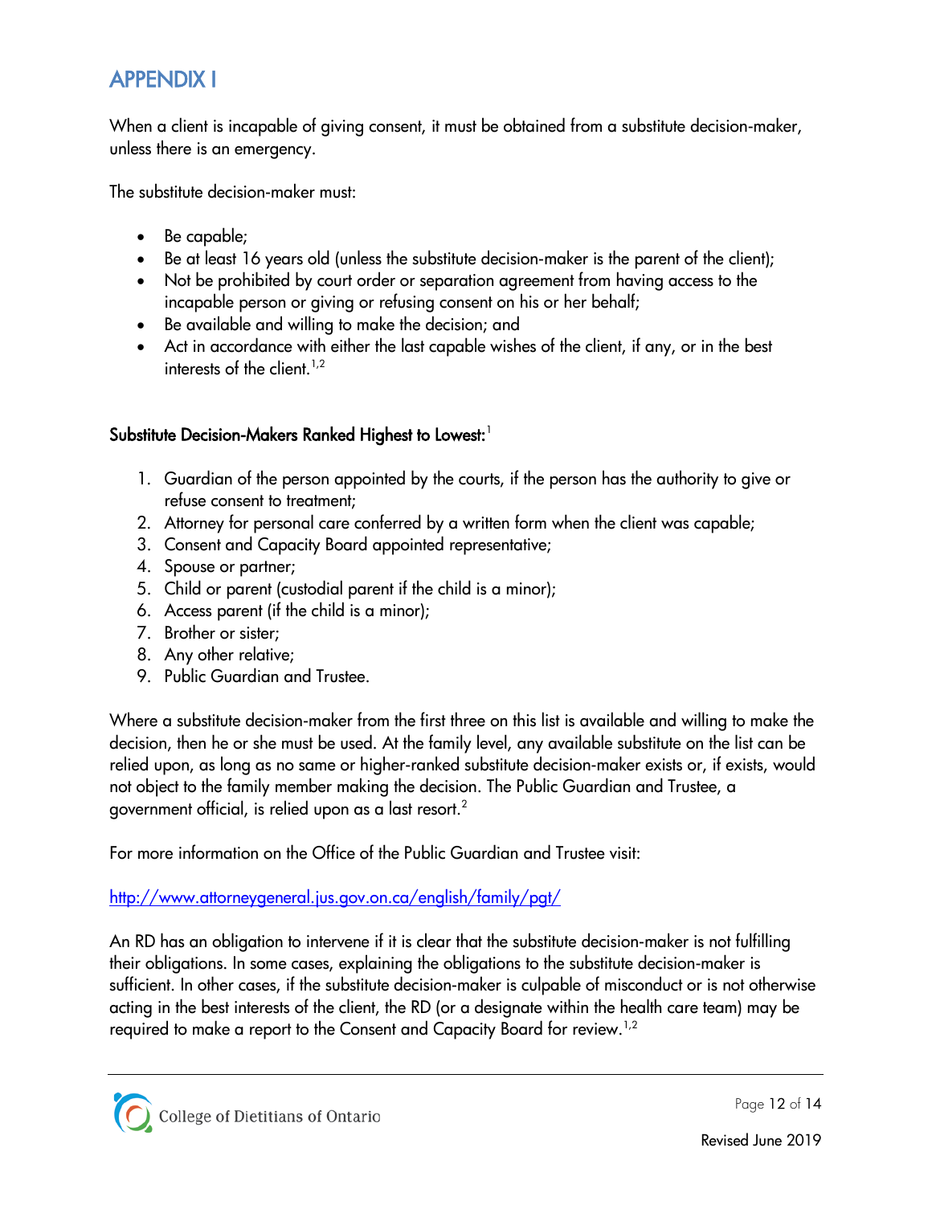# APPENDIX I

When a client is incapable of giving consent, it must be obtained from a substitute decision-maker, unless there is an emergency.

The substitute decision-maker must:

- Be capable;
- Be at least 16 years old (unless the substitute decision-maker is the parent of the client);
- Not be prohibited by court order or separation agreement from having access to the incapable person or giving or refusing consent on his or her behalf;
- Be available and willing to make the decision; and
- Act in accordance with either the last capable wishes of the client, if any, or in the best interests of the client.[1,2]

**Substitute Decision-Makers Ranked Highest to Lowest:**[1]

1. Guardian of the person appointed by the courts, if the person has the authority to give or refuse consent to treatment;
2. Attorney for personal care conferred by a written form when the client was capable;
3. Consent and Capacity Board appointed representative;
4. Spouse or partner;
5. Child or parent (custodial parent if the child is a minor);
6. Access parent (if the child is a minor);
7. Brother or sister;
8. Any other relative;
9. Public Guardian and Trustee.

Where a substitute decision-maker from the first three on this list is available and willing to make the decision, then he or she must be used. At the family level, any available substitute on the list can be relied upon, as long as no same or higher-ranked substitute decision-maker exists or, if exists, would not object to the family member making the decision. The Public Guardian and Trustee, a government official, is relied upon as a last resort.[2]

For more information on the Office of the Public Guardian and Trustee visit:

[http://www.attorneygeneral.jus.gov.on.ca/english/family/pgt/](http://www.attorneygeneral.jus.gov.on.ca/english/family/pgt/)

An RD has an obligation to intervene if it is clear that the substitute decision-maker is not fulfilling their obligations. In some cases, explaining the obligations to the substitute decision-maker is sufficient. In other cases, if the substitute decision-maker is culpable of misconduct or is not otherwise acting in the best interests of the client, the RD (or a designate within the health care team) may be required to make a report to the Consent and Capacity Board for review.[1,2]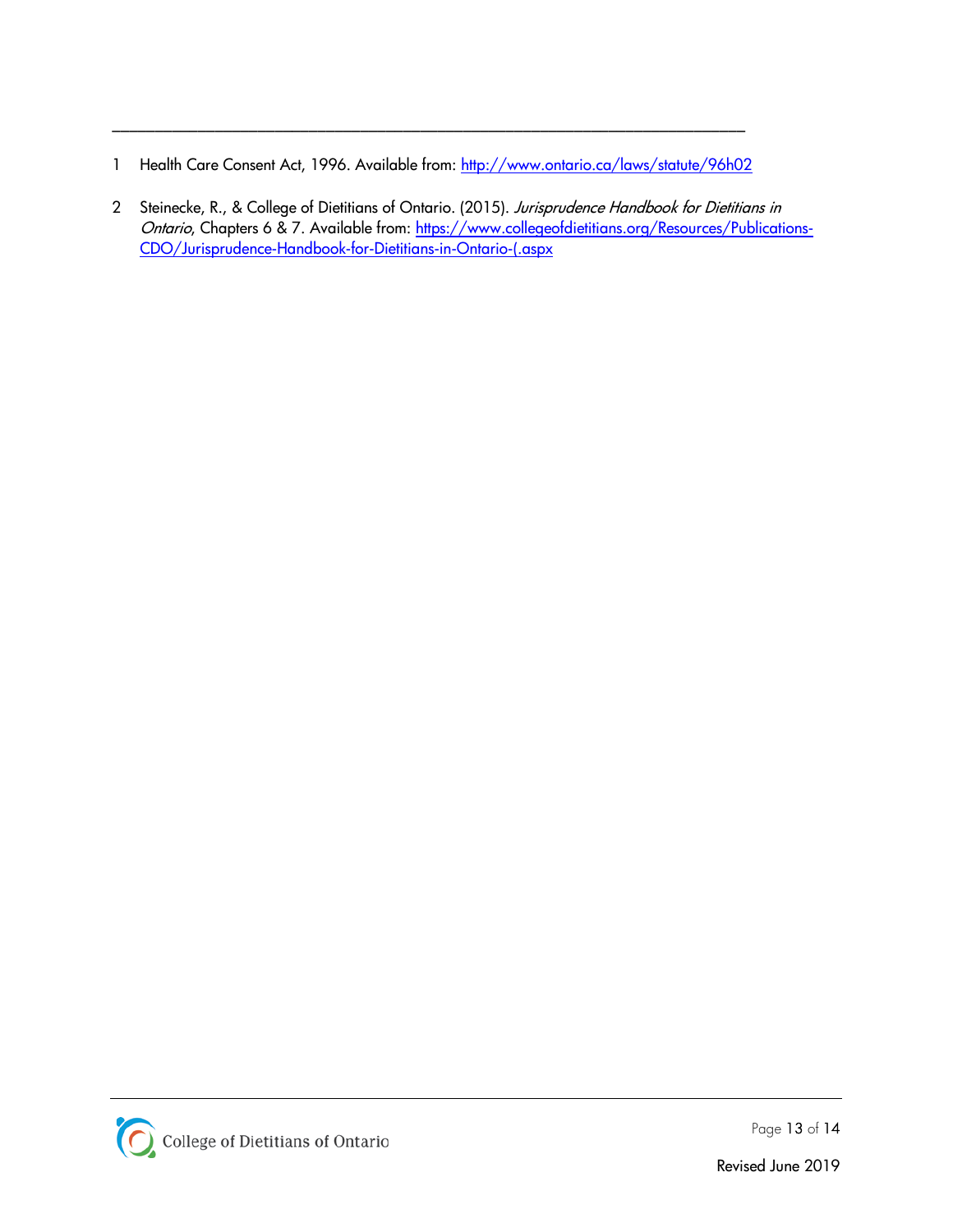---

1. Health Care Consent Act, 1996. Available from: [http://www.ontario.ca/laws/statute/96h02](http://www.ontario.ca/laws/statute/96h02)

2. Steinecke, R., & College of Dietitians of Ontario. (2015). *Jurisprudence Handbook for Dietitians in Ontario*, Chapters 6 & 7. Available from: [https://www.collegeofdietitians.org/Resources/Publications-CDO/Jurisprudence-Handbook-for-Dietitians-in-Ontario-(.aspx](https://www.collegeofdietitians.org/Resources/Publications-CDO/Jurisprudence-Handbook-for-Dietitians-in-Ontario-(.aspx)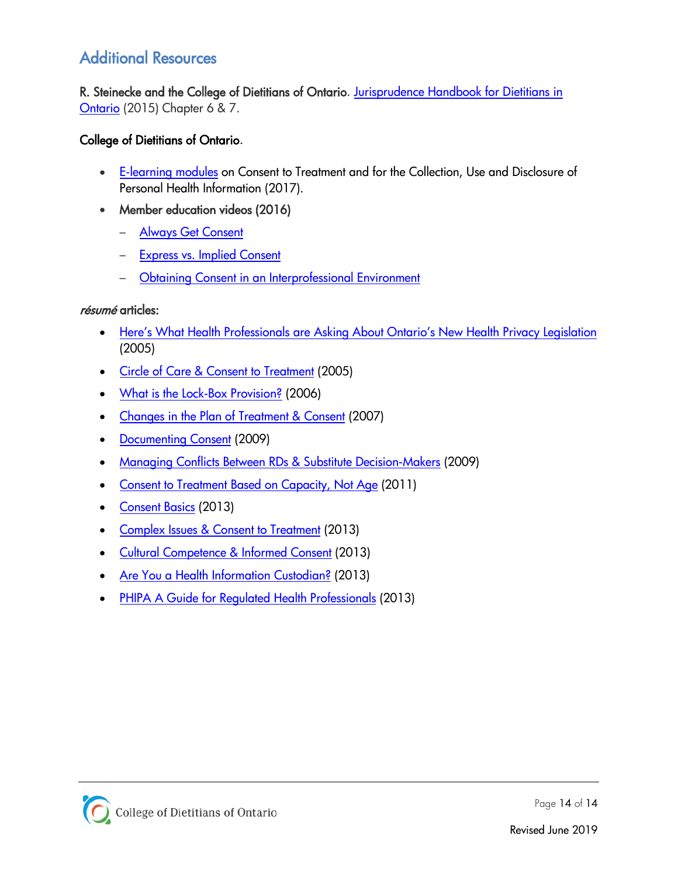## Additional Resources

**R. Steinecke and the College of Dietitians of Ontario**. Jurisprudence Handbook for Dietitians in Ontario (2015) Chapter 6 & 7.

**College of Dietitians of Ontario**.

- E-learning modules on Consent to Treatment and for the Collection, Use and Disclosure of Personal Health Information (2017).
- Member education videos (2016)
  - Always Get Consent
  - Express vs. Implied Consent
  - Obtaining Consent in an Interprofessional Environment

***résumé*** **articles:**

- Here's What Health Professionals are Asking About Ontario's New Health Privacy Legislation (2005)
- Circle of Care & Consent to Treatment (2005)
- What is the Lock-Box Provision? (2006)
- Changes in the Plan of Treatment & Consent (2007)
- Documenting Consent (2009)
- Managing Conflicts Between RDs & Substitute Decision-Makers (2009)
- Consent to Treatment Based on Capacity, Not Age (2011)
- Consent Basics (2013)
- Complex Issues & Consent to Treatment (2013)
- Cultural Competence & Informed Consent (2013)
- Are You a Health Information Custodian? (2013)
- PHIPA A Guide for Regulated Health Professionals (2013)